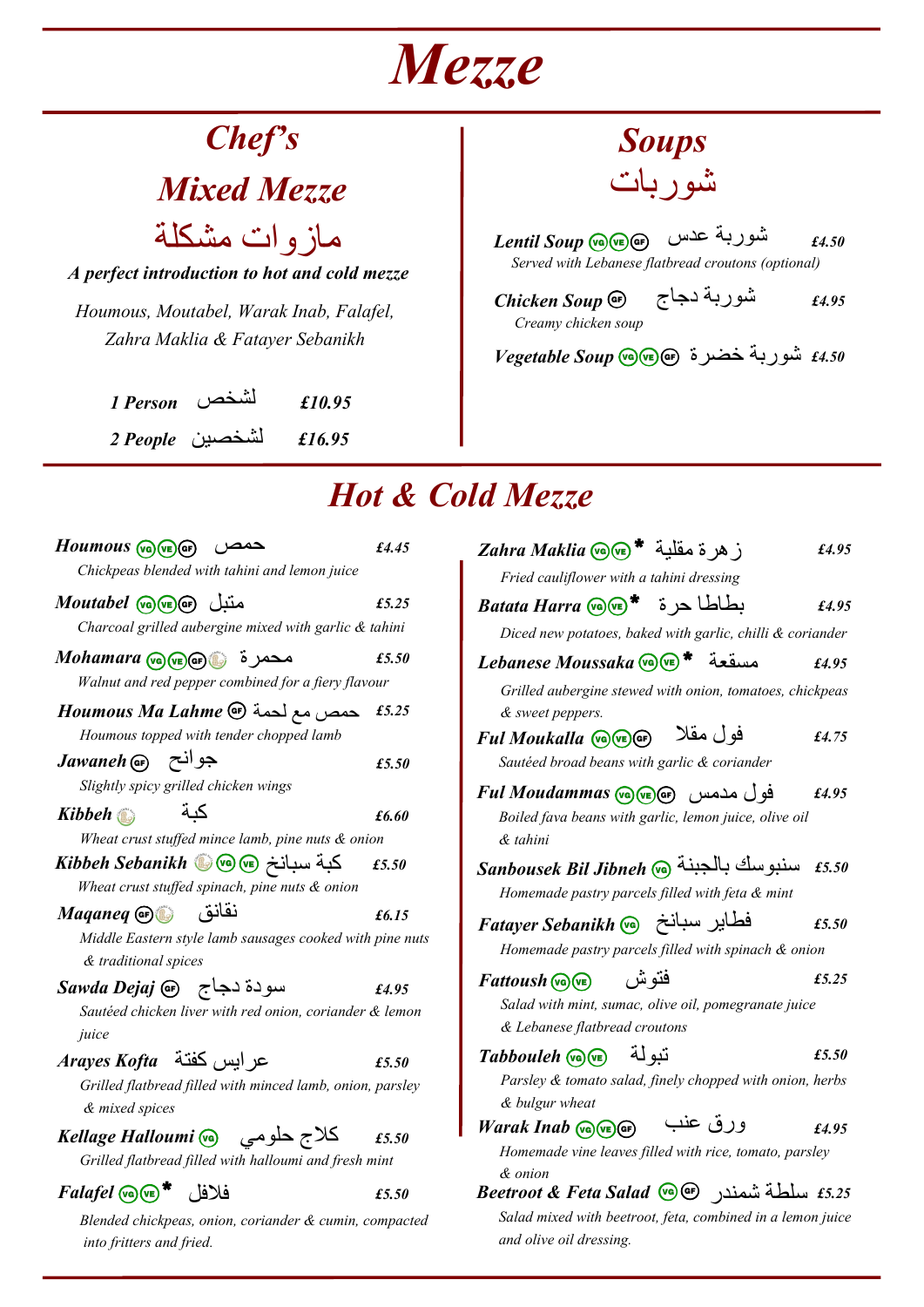# Mezze

## Chef's Mixed Mezze

## مازوات مشكلة

***A perfect introduction to hot and cold mezze***

*Houmous, Moutabel, Warak Inab, Falafel, Zahra Maklia & Fatayer Sebanikh*

***1 Person*** لشخص ***£10.95***

***2 People*** لشخصين ***£16.95***

## Soups

## شوربات

***Lentil Soup*** (VG)(VE)(GF) شوربة عدس ***£4.50***
*Served with Lebanese flatbread croutons (optional)*

***Chicken Soup*** (GF) شوربة دجاج ***£4.95***
*Creamy chicken soup*

***Vegetable Soup*** (VG)(VE)(GF) شوربة خضرة ***£4.50***

## Hot & Cold Mezze

***Houmous*** (VG)(VE)(GF) حمص ***£4.45***
*Chickpeas blended with tahini and lemon juice*

***Moutabel*** (VG)(VE)(GF) متبل ***£5.25***
*Charcoal grilled aubergine mixed with garlic & tahini*

***Mohamara*** (VG)(VE)(GF) محمرة ***£5.50***
*Walnut and red pepper combined for a fiery flavour*

***Houmous Ma Lahme*** (GF) حمص مع لحمة ***£5.25***
*Houmous topped with tender chopped lamb*

***Jawaneh*** (GF) جوانح ***£5.50***
*Slightly spicy grilled chicken wings*

***Kibbeh*** كبة ***£6.60***
*Wheat crust stuffed mince lamb, pine nuts & onion*

***Kibbeh Sebanikh*** (VG)(VE) كبة سبانخ ***£5.50***
*Wheat crust stuffed spinach, pine nuts & onion*

***Maqaneq*** (GF) نقانق ***£6.15***
*Middle Eastern style lamb sausages cooked with pine nuts & traditional spices*

***Sawda Dejaj*** (GF) سودة دجاج ***£4.95***
*Sautéed chicken liver with red onion, coriander & lemon juice*

***Arayes Kofta*** عرايس كفتة ***£5.50***
*Grilled flatbread filled with minced lamb, onion, parsley & mixed spices*

***Kellage Halloumi*** (VG) كلاج حلومي ***£5.50***
*Grilled flatbread filled with halloumi and fresh mint*

***Falafel*** (VG)(VE)* فلافل ***£5.50***
*Blended chickpeas, onion, coriander & cumin, compacted into fritters and fried.*

***Zahra Maklia*** (VG)(VE)* زهرة مقلية ***£4.95***
*Fried cauliflower with a tahini dressing*

***Batata Harra*** (VG)(VE)* بطاطا حرة ***£4.95***
*Diced new potatoes, baked with garlic, chilli & coriander*

***Lebanese Moussaka*** (VG)(VE)* مسقعة ***£4.95***
*Grilled aubergine stewed with onion, tomatoes, chickpeas & sweet peppers.*

***Ful Moukalla*** (VG)(VE)(GF) فول مقلا ***£4.75***
*Sautéed broad beans with garlic & coriander*

***Ful Moudammas*** (VG)(VE)(GF) فول مدمس ***£4.95***
*Boiled fava beans with garlic, lemon juice, olive oil & tahini*

***Sanbousek Bil Jibneh*** (VG) سنبوسك بالجبنة ***£5.50***
*Homemade pastry parcels filled with feta & mint*

***Fatayer Sebanikh*** (VG) فطاير سبانخ ***£5.50***
*Homemade pastry parcels filled with spinach & onion*

***Fattoush*** (VG)(VE) فتوش ***£5.25***
*Salad with mint, sumac, olive oil, pomegranate juice & Lebanese flatbread croutons*

***Tabbouleh*** (VG)(VE) تبولة ***£5.50***
*Parsley & tomato salad, finely chopped with onion, herbs & bulgur wheat*

***Warak Inab*** (VG)(VE)(GF) ورق عنب ***£4.95***
*Homemade vine leaves filled with rice, tomato, parsley & onion*

***Beetroot & Feta Salad*** (VG)(GF) سلطة شمندر ***£5.25***
*Salad mixed with beetroot, feta, combined in a lemon juice and olive oil dressing.*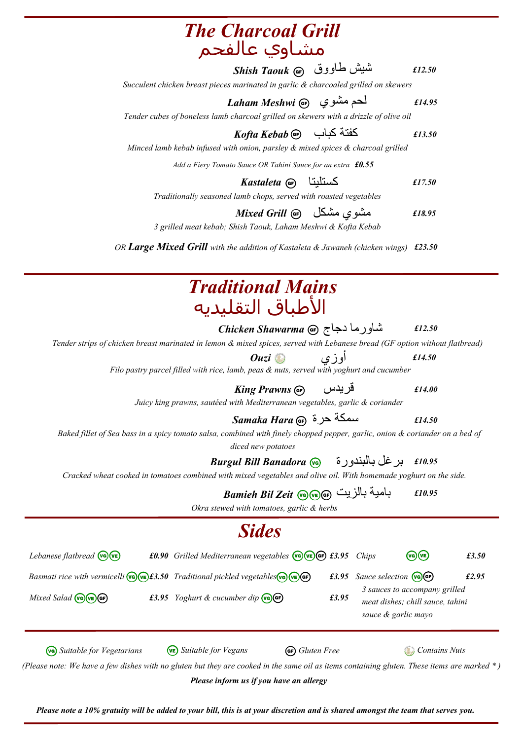# The Charcoal Grill
# مشاوي عالفحم

***Shish Taouk*** (GF) شيش طاووق **£12.50**

*Succulent chicken breast pieces marinated in garlic & charcoaled grilled on skewers*

***Laham Meshwi*** (GF) لحم مشوي **£14.95**

*Tender cubes of boneless lamb charcoal grilled on skewers with a drizzle of olive oil*

***Kofta Kebab*** (GF) كفتة كباب **£13.50**

*Minced lamb kebab infused with onion, parsley & mixed spices & charcoal grilled*

*Add a Fiery Tomato Sauce OR Tahini Sauce for an extra* ***£0.55***

***Kastaleta*** (GF) كستليتا **£17.50**

*Traditionally seasoned lamb chops, served with roasted vegetables*

***Mixed Grill*** (GF) مشوي مشكل **£18.95**

*3 grilled meat kebab; Shish Taouk, Laham Meshwi & Kofta Kebab*

*OR* ***Large Mixed Grill*** *with the addition of Kastaleta & Jawaneh (chicken wings)* ***£23.50***

# Traditional Mains
# الأطباق التقليديه

***Chicken Shawarma*** (GF) شاورما دجاج **£12.50**

*Tender strips of chicken breast marinated in lemon & mixed spices, served with Lebanese bread (GF option without flatbread)*

***Ouzi*** (Contains Nuts) أوزي **£14.50**

*Filo pastry parcel filled with rice, lamb, peas & nuts, served with yoghurt and cucumber*

***King Prawns*** (GF) قريدس **£14.00**

*Juicy king prawns, sautéed with Mediterranean vegetables, garlic & coriander*

***Samaka Hara*** (GF) سمكة حرة **£14.50**

*Baked fillet of Sea bass in a spicy tomato salsa, combined with finely chopped pepper, garlic, onion & coriander on a bed of diced new potatoes*

***Burgul Bill Banadora*** (VG) برغل بالبندورة **£10.95**

*Cracked wheat cooked in tomatoes combined with mixed vegetables and olive oil. With homemade yoghurt on the side.*

***Bamieh Bil Zeit*** (VG)(VE)(GF) بامية بالزيت **£10.95**

*Okra stewed with tomatoes, garlic & herbs*

# Sides

| | | | | | |
|---|---|---|---|---|---|
| *Lebanese flatbread* (VG)(VE) | **£0.90** | *Grilled Mediterranean vegetables* (VG)(VE)(GF) | **£3.95** | *Chips* (VG)(VE) | **£3.50** |
| *Basmati rice with vermicelli* (VG)(VE) | **£3.50** | *Traditional pickled vegetables* (VG)(VE)(GF) | **£3.95** | *Sauce selection* (VG)(GF) — *3 sauces to accompany grilled meat dishes; chill sauce, tahini sauce & garlic mayo* | **£2.95** |
| *Mixed Salad* (VG)(VE)(GF) | **£3.95** | *Yoghurt & cucumber dip* (VG)(GF) | **£3.95** | | |

(VG) *Suitable for Vegetarians* (VE) *Suitable for Vegans* (GF) *Gluten Free* *Contains Nuts*

*(Please note: We have a few dishes with no gluten but they are cooked in the same oil as items containing gluten. These items are marked * )*

***Please inform us if you have an allergy***

***Please note a 10% gratuity will be added to your bill, this is at your discretion and is shared amongst the team that serves you.***